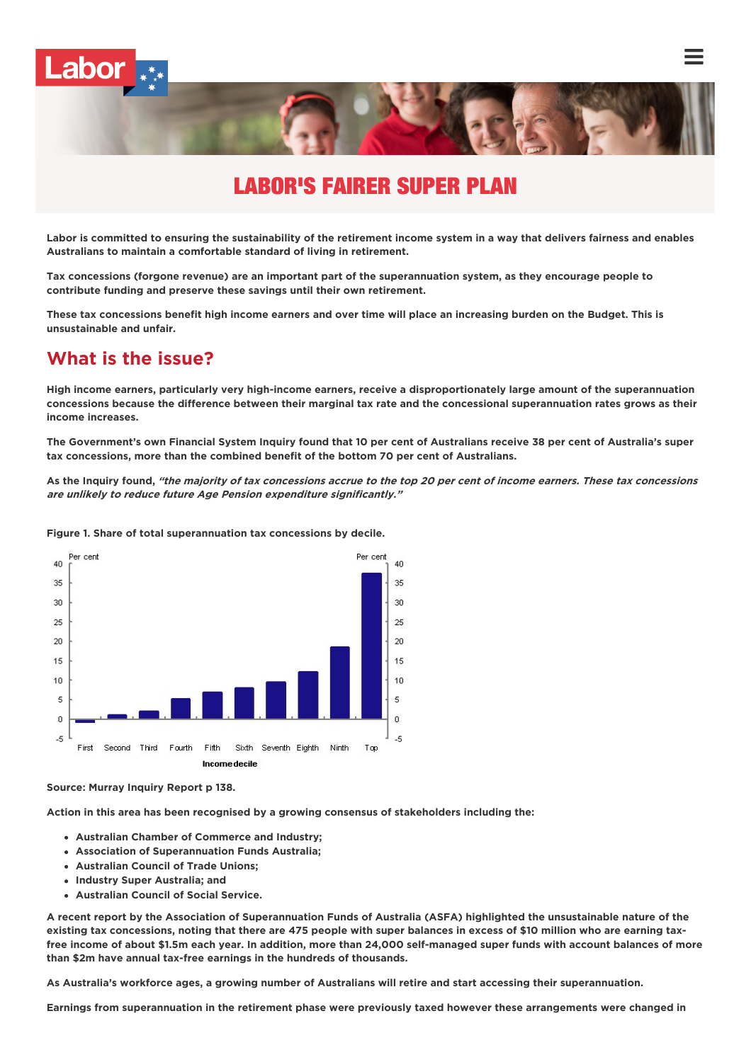# LABOR'S FAIRER SUPER PLAN

**Labor is committed to ensuring the sustainability of the retirement income system in a way that delivers fairness and enables Australians to maintain a comfortable standard of living in retirement.**

**Tax concessions (forgone revenue) are an important part of the superannuation system, as they encourage people to contribute funding and preserve these savings until their own retirement.**

**These tax concessions benefit high income earners and over time will place an increasing burden on the Budget. This is unsustainable and unfair.**

## What is the issue?

**High income earners, particularly very high-income earners, receive a disproportionately large amount of the superannuation concessions because the difference between their marginal tax rate and the concessional superannuation rates grows as their income increases.**

**The Government's own Financial System Inquiry found that 10 per cent of Australians receive 38 per cent of Australia's super tax concessions, more than the combined benefit of the bottom 70 per cent of Australians.**

**As the Inquiry found, *"the majority of tax concessions accrue to the top 20 per cent of income earners. These tax concessions are unlikely to reduce future Age Pension expenditure significantly."***

**Figure 1. Share of total superannuation tax concessions by decile.**

**Source: Murray Inquiry Report p 138.**

**Action in this area has been recognised by a growing consensus of stakeholders including the:**

- **Australian Chamber of Commerce and Industry;**
- **Association of Superannuation Funds Australia;**
- **Australian Council of Trade Unions;**
- **Industry Super Australia; and**
- **Australian Council of Social Service.**

**A recent report by the Association of Superannuation Funds of Australia (ASFA) highlighted the unsustainable nature of the existing tax concessions, noting that there are 475 people with super balances in excess of $10 million who are earning tax-free income of about $1.5m each year. In addition, more than 24,000 self-managed super funds with account balances of more than $2m have annual tax-free earnings in the hundreds of thousands.**

**As Australia's workforce ages, a growing number of Australians will retire and start accessing their superannuation.**

**Earnings from superannuation in the retirement phase were previously taxed however these arrangements were changed in**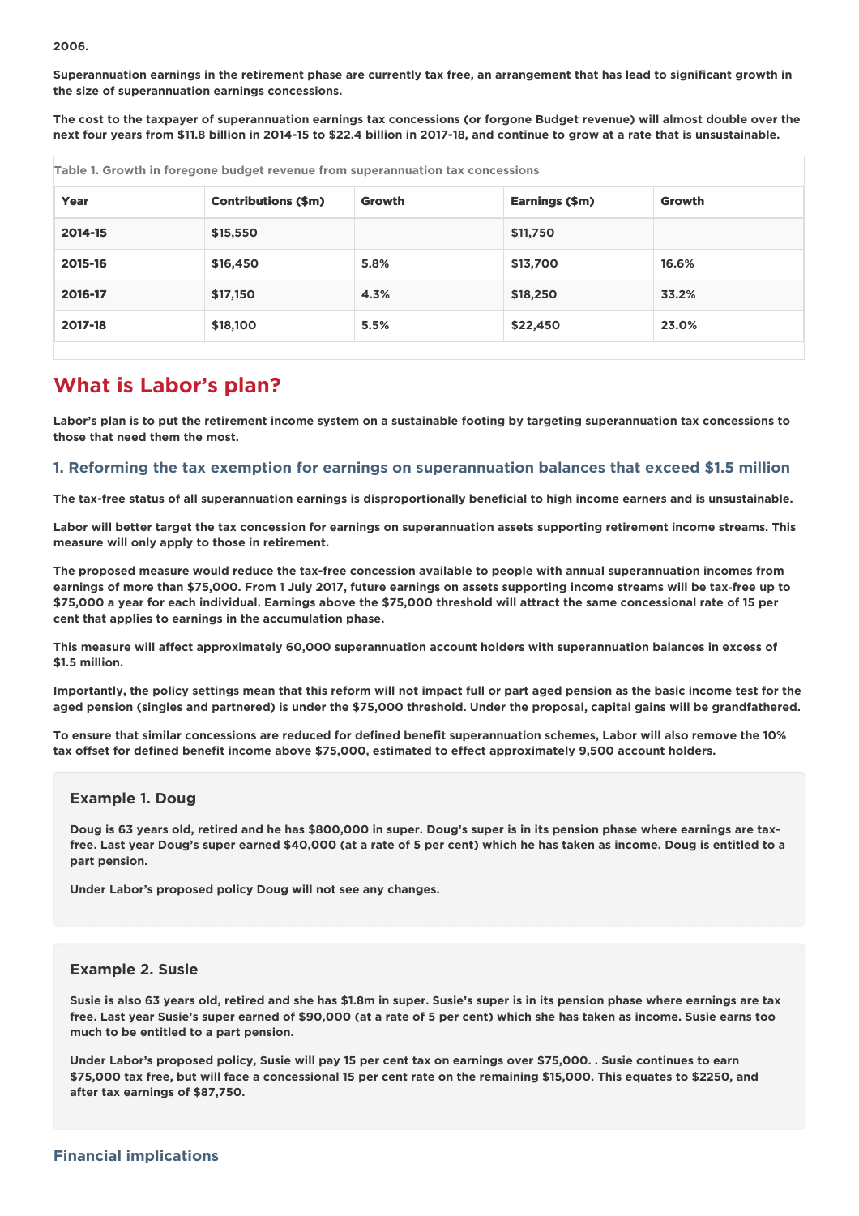**2006.**

**Superannuation earnings in the retirement phase are currently tax free, an arrangement that has lead to significant growth in the size of superannuation earnings concessions.**

**The cost to the taxpayer of superannuation earnings tax concessions (or forgone Budget revenue) will almost double over the next four years from $11.8 billion in 2014-15 to $22.4 billion in 2017-18, and continue to grow at a rate that is unsustainable.**

Table 1. Growth in foregone budget revenue from superannuation tax concessions

| Year | Contributions ($m) | Growth | Earnings ($m) | Growth |
|---|---|---|---|---|
| 2014-15 | $15,550 | | $11,750 | |
| 2015-16 | $16,450 | 5.8% | $13,700 | 16.6% |
| 2016-17 | $17,150 | 4.3% | $18,250 | 33.2% |
| 2017-18 | $18,100 | 5.5% | $22,450 | 23.0% |

## What is Labor's plan?

**Labor's plan is to put the retirement income system on a sustainable footing by targeting superannuation tax concessions to those that need them the most.**

### 1. Reforming the tax exemption for earnings on superannuation balances that exceed $1.5 million

**The tax-free status of all superannuation earnings is disproportionally beneficial to high income earners and is unsustainable.**

**Labor will better target the tax concession for earnings on superannuation assets supporting retirement income streams. This measure will only apply to those in retirement.**

**The proposed measure would reduce the tax-free concession available to people with annual superannuation incomes from earnings of more than $75,000. From 1 July 2017, future earnings on assets supporting income streams will be tax-free up to $75,000 a year for each individual. Earnings above the $75,000 threshold will attract the same concessional rate of 15 per cent that applies to earnings in the accumulation phase.**

**This measure will affect approximately 60,000 superannuation account holders with superannuation balances in excess of $1.5 million.**

**Importantly, the policy settings mean that this reform will not impact full or part aged pension as the basic income test for the aged pension (singles and partnered) is under the $75,000 threshold. Under the proposal, capital gains will be grandfathered.**

**To ensure that similar concessions are reduced for defined benefit superannuation schemes, Labor will also remove the 10% tax offset for defined benefit income above $75,000, estimated to effect approximately 9,500 account holders.**

#### Example 1. Doug

**Doug is 63 years old, retired and he has $800,000 in super. Doug's super is in its pension phase where earnings are tax-free. Last year Doug's super earned $40,000 (at a rate of 5 per cent) which he has taken as income. Doug is entitled to a part pension.**

**Under Labor's proposed policy Doug will not see any changes.**

#### Example 2. Susie

**Susie is also 63 years old, retired and she has $1.8m in super. Susie's super is in its pension phase where earnings are tax free. Last year Susie's super earned of $90,000 (at a rate of 5 per cent) which she has taken as income. Susie earns too much to be entitled to a part pension.**

**Under Labor's proposed policy, Susie will pay 15 per cent tax on earnings over $75,000. . Susie continues to earn $75,000 tax free, but will face a concessional 15 per cent rate on the remaining $15,000. This equates to $2250, and after tax earnings of $87,750.**

### Financial implications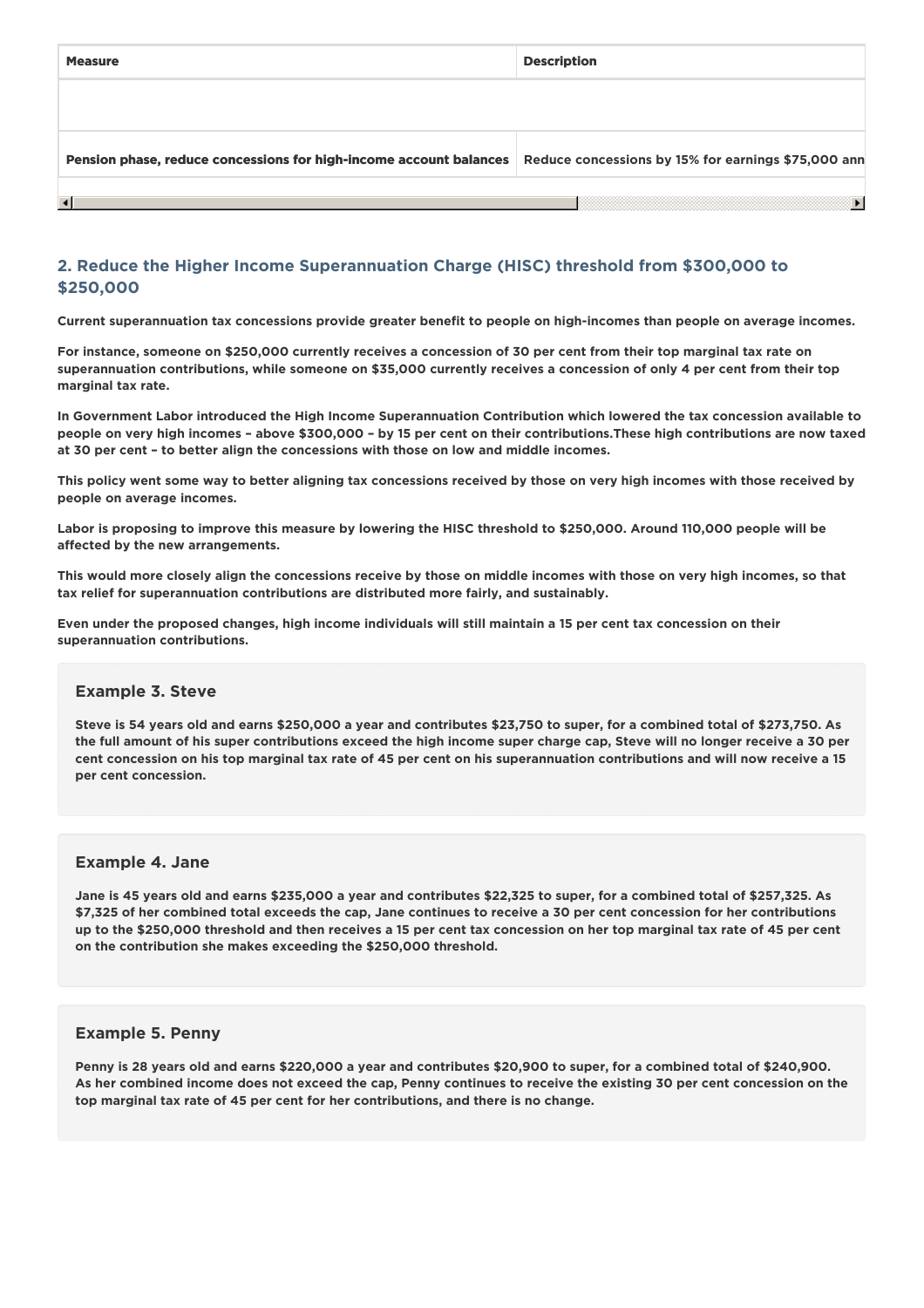| Measure | Description |
| --- | --- |
| | |
| Pension phase, reduce concessions for high-income account balances | Reduce concessions by 15% for earnings $75,000 ann |

## 2. Reduce the Higher Income Superannuation Charge (HISC) threshold from $300,000 to $250,000

**Current superannuation tax concessions provide greater benefit to people on high-incomes than people on average incomes.**

**For instance, someone on $250,000 currently receives a concession of 30 per cent from their top marginal tax rate on superannuation contributions, while someone on $35,000 currently receives a concession of only 4 per cent from their top marginal tax rate.**

**In Government Labor introduced the High Income Superannuation Contribution which lowered the tax concession available to people on very high incomes – above $300,000 – by 15 per cent on their contributions.These high contributions are now taxed at 30 per cent – to better align the concessions with those on low and middle incomes.**

**This policy went some way to better aligning tax concessions received by those on very high incomes with those received by people on average incomes.**

**Labor is proposing to improve this measure by lowering the HISC threshold to $250,000. Around 110,000 people will be affected by the new arrangements.**

**This would more closely align the concessions receive by those on middle incomes with those on very high incomes, so that tax relief for superannuation contributions are distributed more fairly, and sustainably.**

**Even under the proposed changes, high income individuals will still maintain a 15 per cent tax concession on their superannuation contributions.**

### Example 3. Steve

**Steve is 54 years old and earns $250,000 a year and contributes $23,750 to super, for a combined total of $273,750. As the full amount of his super contributions exceed the high income super charge cap, Steve will no longer receive a 30 per cent concession on his top marginal tax rate of 45 per cent on his superannuation contributions and will now receive a 15 per cent concession.**

### Example 4. Jane

**Jane is 45 years old and earns $235,000 a year and contributes $22,325 to super, for a combined total of $257,325. As $7,325 of her combined total exceeds the cap, Jane continues to receive a 30 per cent concession for her contributions up to the $250,000 threshold and then receives a 15 per cent tax concession on her top marginal tax rate of 45 per cent on the contribution she makes exceeding the $250,000 threshold.**

### Example 5. Penny

**Penny is 28 years old and earns $220,000 a year and contributes $20,900 to super, for a combined total of $240,900. As her combined income does not exceed the cap, Penny continues to receive the existing 30 per cent concession on the top marginal tax rate of 45 per cent for her contributions, and there is no change.**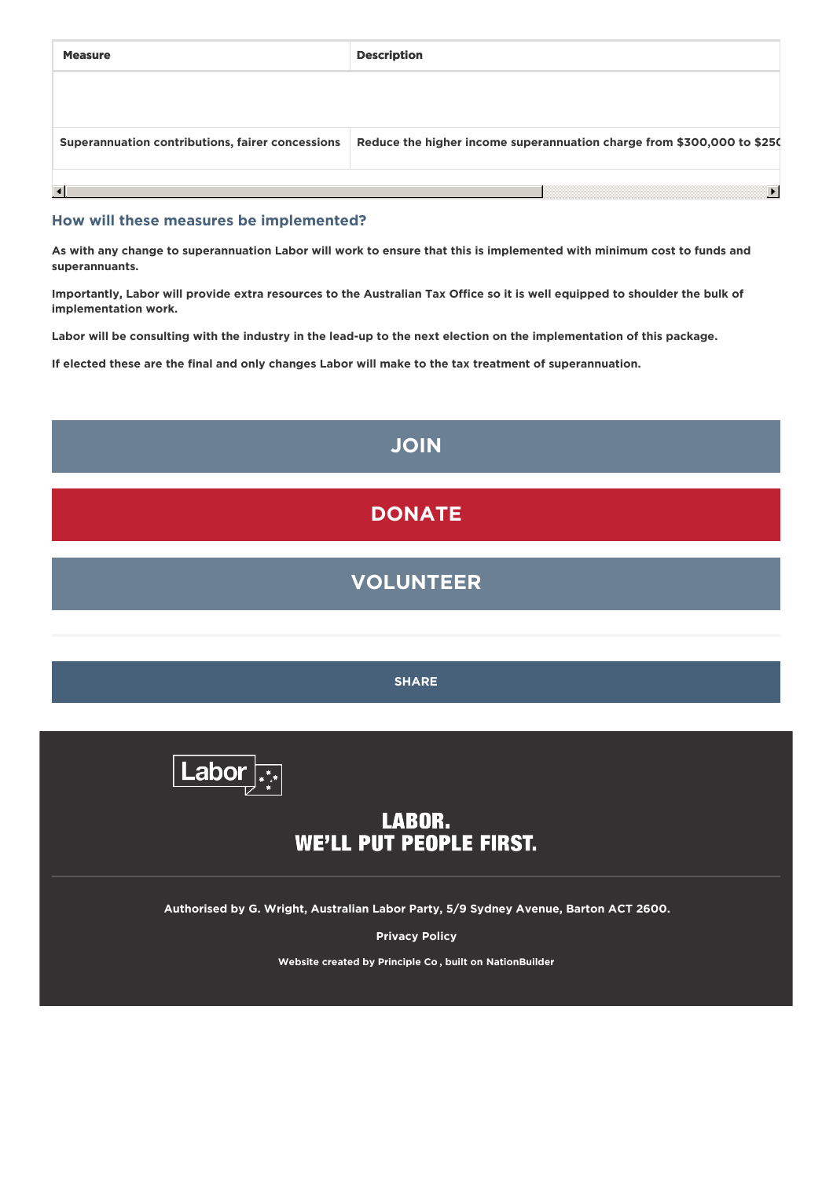| Measure | Description |
| --- | --- |
| | |
| Superannuation contributions, fairer concessions | Reduce the higher income superannuation charge from $300,000 to $250 |

## How will these measures be implemented?

**As with any change to superannuation Labor will work to ensure that this is implemented with minimum cost to funds and superannuants.**

**Importantly, Labor will provide extra resources to the Australian Tax Office so it is well equipped to shoulder the bulk of implementation work.**

**Labor will be consulting with the industry in the lead-up to the next election on the implementation of this package.**

**If elected these are the final and only changes Labor will make to the tax treatment of superannuation.**

JOIN

DONATE

VOLUNTEER

SHARE

Labor

LABOR.
WE'LL PUT PEOPLE FIRST.

Authorised by G. Wright, Australian Labor Party, 5/9 Sydney Avenue, Barton ACT 2600.

Privacy Policy

Website created by Principle Co , built on NationBuilder